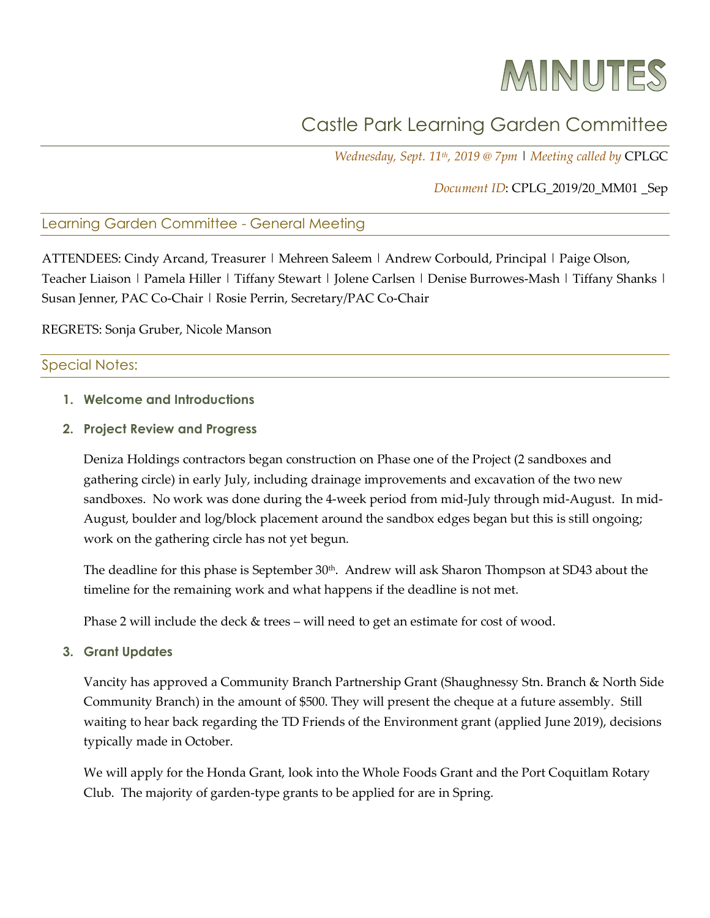# MINUTES

## Castle Park Learning Garden Committee

*Wednesday, Sept. 11th, 2019 @ 7pm* | *Meeting called by* CPLGC

*Document ID*: CPLG_2019/20_MM01 _Sep

### Learning Garden Committee - General Meeting

ATTENDEES: Cindy Arcand, Treasurer | Mehreen Saleem | Andrew Corbould, Principal | Paige Olson, Teacher Liaison | Pamela Hiller | Tiffany Stewart | Jolene Carlsen | Denise Burrowes-Mash | Tiffany Shanks | Susan Jenner, PAC Co-Chair | Rosie Perrin, Secretary/PAC Co-Chair

REGRETS: Sonja Gruber, Nicole Manson

### Special Notes:

1. **Welcome and Introductions**

2. **Project Review and Progress**

   Deniza Holdings contractors began construction on Phase one of the Project (2 sandboxes and gathering circle) in early July, including drainage improvements and excavation of the two new sandboxes. No work was done during the 4-week period from mid-July through mid-August. In mid-August, boulder and log/block placement around the sandbox edges began but this is still ongoing; work on the gathering circle has not yet begun.

   The deadline for this phase is September 30th. Andrew will ask Sharon Thompson at SD43 about the timeline for the remaining work and what happens if the deadline is not met.

   Phase 2 will include the deck & trees – will need to get an estimate for cost of wood.

3. **Grant Updates**

   Vancity has approved a Community Branch Partnership Grant (Shaughnessy Stn. Branch & North Side Community Branch) in the amount of $500. They will present the cheque at a future assembly. Still waiting to hear back regarding the TD Friends of the Environment grant (applied June 2019), decisions typically made in October.

   We will apply for the Honda Grant, look into the Whole Foods Grant and the Port Coquitlam Rotary Club. The majority of garden-type grants to be applied for are in Spring.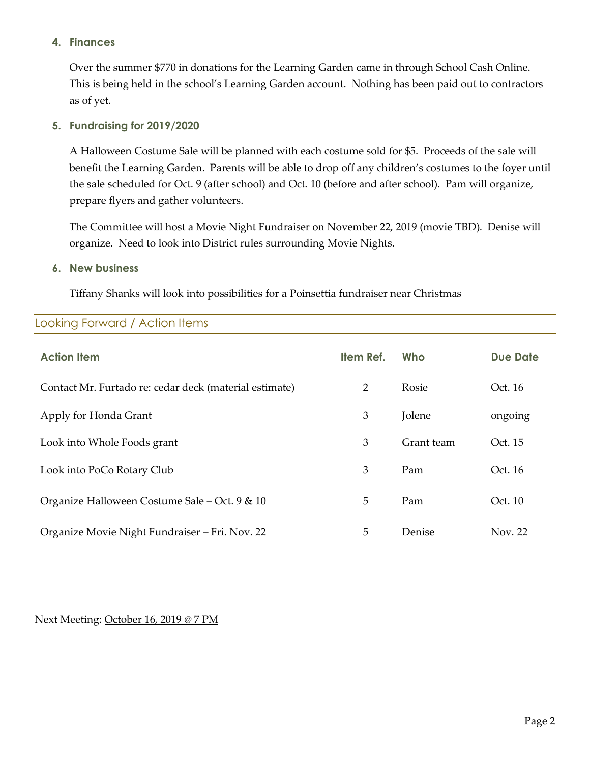### 4. Finances

Over the summer $770 in donations for the Learning Garden came in through School Cash Online. This is being held in the school's Learning Garden account. Nothing has been paid out to contractors as of yet.

### 5. Fundraising for 2019/2020

A Halloween Costume Sale will be planned with each costume sold for $5. Proceeds of the sale will benefit the Learning Garden. Parents will be able to drop off any children's costumes to the foyer until the sale scheduled for Oct. 9 (after school) and Oct. 10 (before and after school). Pam will organize, prepare flyers and gather volunteers.

The Committee will host a Movie Night Fundraiser on November 22, 2019 (movie TBD). Denise will organize. Need to look into District rules surrounding Movie Nights.

### 6. New business

Tiffany Shanks will look into possibilities for a Poinsettia fundraiser near Christmas

## Looking Forward / Action Items

| Action Item | Item Ref. | Who | Due Date |
|---|---|---|---|
| Contact Mr. Furtado re: cedar deck (material estimate) | 2 | Rosie | Oct. 16 |
| Apply for Honda Grant | 3 | Jolene | ongoing |
| Look into Whole Foods grant | 3 | Grant team | Oct. 15 |
| Look into PoCo Rotary Club | 3 | Pam | Oct. 16 |
| Organize Halloween Costume Sale – Oct. 9 & 10 | 5 | Pam | Oct. 10 |
| Organize Movie Night Fundraiser – Fri. Nov. 22 | 5 | Denise | Nov. 22 |

Next Meeting: October 16, 2019 @ 7 PM